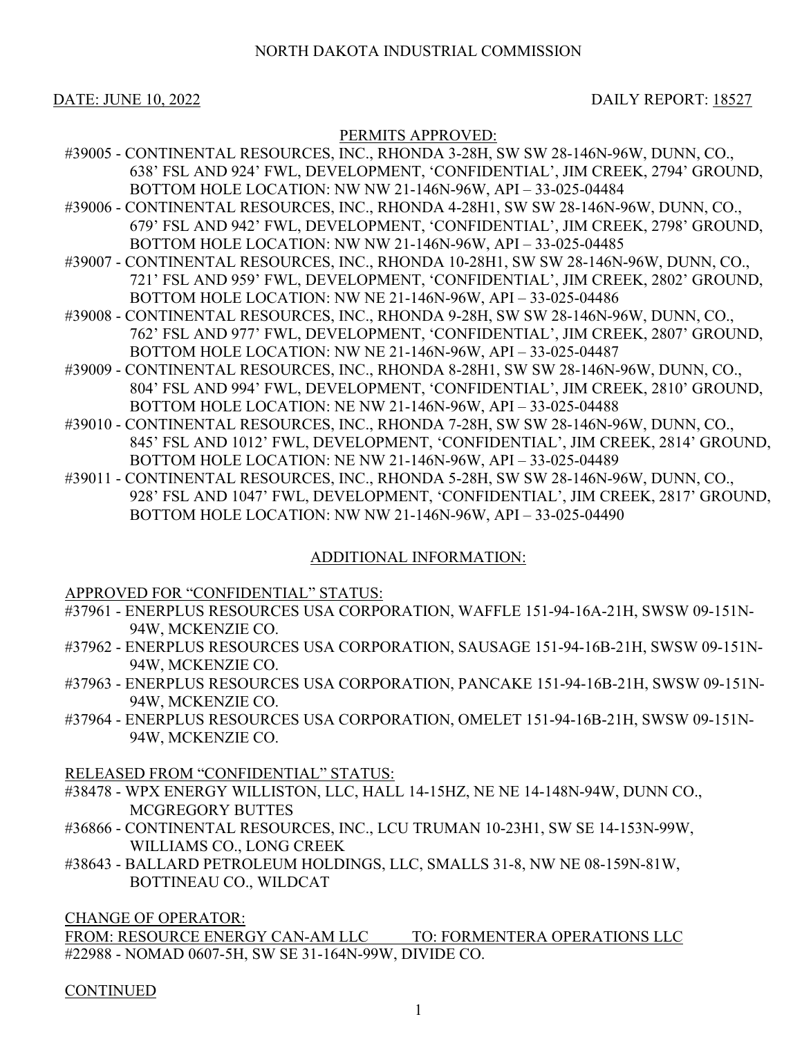NORTH DAKOTA INDUSTRIAL COMMISSION

DATE: JUNE 10, 2022 DAILY REPORT: 18527

PERMITS APPROVED:

#39005 - CONTINENTAL RESOURCES, INC., RHONDA 3-28H, SW SW 28-146N-96W, DUNN, CO., 638' FSL AND 924' FWL, DEVELOPMENT, 'CONFIDENTIAL', JIM CREEK, 2794' GROUND, BOTTOM HOLE LOCATION: NW NW 21-146N-96W, API – 33-025-04484

#39006 - CONTINENTAL RESOURCES, INC., RHONDA 4-28H1, SW SW 28-146N-96W, DUNN, CO., 679' FSL AND 942' FWL, DEVELOPMENT, 'CONFIDENTIAL', JIM CREEK, 2798' GROUND, BOTTOM HOLE LOCATION: NW NW 21-146N-96W, API – 33-025-04485

#39007 - CONTINENTAL RESOURCES, INC., RHONDA 10-28H1, SW SW 28-146N-96W, DUNN, CO., 721' FSL AND 959' FWL, DEVELOPMENT, 'CONFIDENTIAL', JIM CREEK, 2802' GROUND, BOTTOM HOLE LOCATION: NW NE 21-146N-96W, API – 33-025-04486

#39008 - CONTINENTAL RESOURCES, INC., RHONDA 9-28H, SW SW 28-146N-96W, DUNN, CO., 762' FSL AND 977' FWL, DEVELOPMENT, 'CONFIDENTIAL', JIM CREEK, 2807' GROUND, BOTTOM HOLE LOCATION: NW NE 21-146N-96W, API – 33-025-04487

#39009 - CONTINENTAL RESOURCES, INC., RHONDA 8-28H1, SW SW 28-146N-96W, DUNN, CO., 804' FSL AND 994' FWL, DEVELOPMENT, 'CONFIDENTIAL', JIM CREEK, 2810' GROUND, BOTTOM HOLE LOCATION: NE NW 21-146N-96W, API – 33-025-04488

#39010 - CONTINENTAL RESOURCES, INC., RHONDA 7-28H, SW SW 28-146N-96W, DUNN, CO., 845' FSL AND 1012' FWL, DEVELOPMENT, 'CONFIDENTIAL', JIM CREEK, 2814' GROUND, BOTTOM HOLE LOCATION: NE NW 21-146N-96W, API – 33-025-04489

#39011 - CONTINENTAL RESOURCES, INC., RHONDA 5-28H, SW SW 28-146N-96W, DUNN, CO., 928' FSL AND 1047' FWL, DEVELOPMENT, 'CONFIDENTIAL', JIM CREEK, 2817' GROUND, BOTTOM HOLE LOCATION: NW NW 21-146N-96W, API – 33-025-04490

ADDITIONAL INFORMATION:

APPROVED FOR "CONFIDENTIAL" STATUS:

#37961 - ENERPLUS RESOURCES USA CORPORATION, WAFFLE 151-94-16A-21H, SWSW 09-151N-94W, MCKENZIE CO.

#37962 - ENERPLUS RESOURCES USA CORPORATION, SAUSAGE 151-94-16B-21H, SWSW 09-151N-94W, MCKENZIE CO.

#37963 - ENERPLUS RESOURCES USA CORPORATION, PANCAKE 151-94-16B-21H, SWSW 09-151N-94W, MCKENZIE CO.

#37964 - ENERPLUS RESOURCES USA CORPORATION, OMELET 151-94-16B-21H, SWSW 09-151N-94W, MCKENZIE CO.

RELEASED FROM "CONFIDENTIAL" STATUS:

#38478 - WPX ENERGY WILLISTON, LLC, HALL 14-15HZ, NE NE 14-148N-94W, DUNN CO., MCGREGORY BUTTES

#36866 - CONTINENTAL RESOURCES, INC., LCU TRUMAN 10-23H1, SW SE 14-153N-99W, WILLIAMS CO., LONG CREEK

#38643 - BALLARD PETROLEUM HOLDINGS, LLC, SMALLS 31-8, NW NE 08-159N-81W, BOTTINEAU CO., WILDCAT

CHANGE OF OPERATOR:

FROM: RESOURCE ENERGY CAN-AM LLC TO: FORMENTERA OPERATIONS LLC

#22988 - NOMAD 0607-5H, SW SE 31-164N-99W, DIVIDE CO.

CONTINUED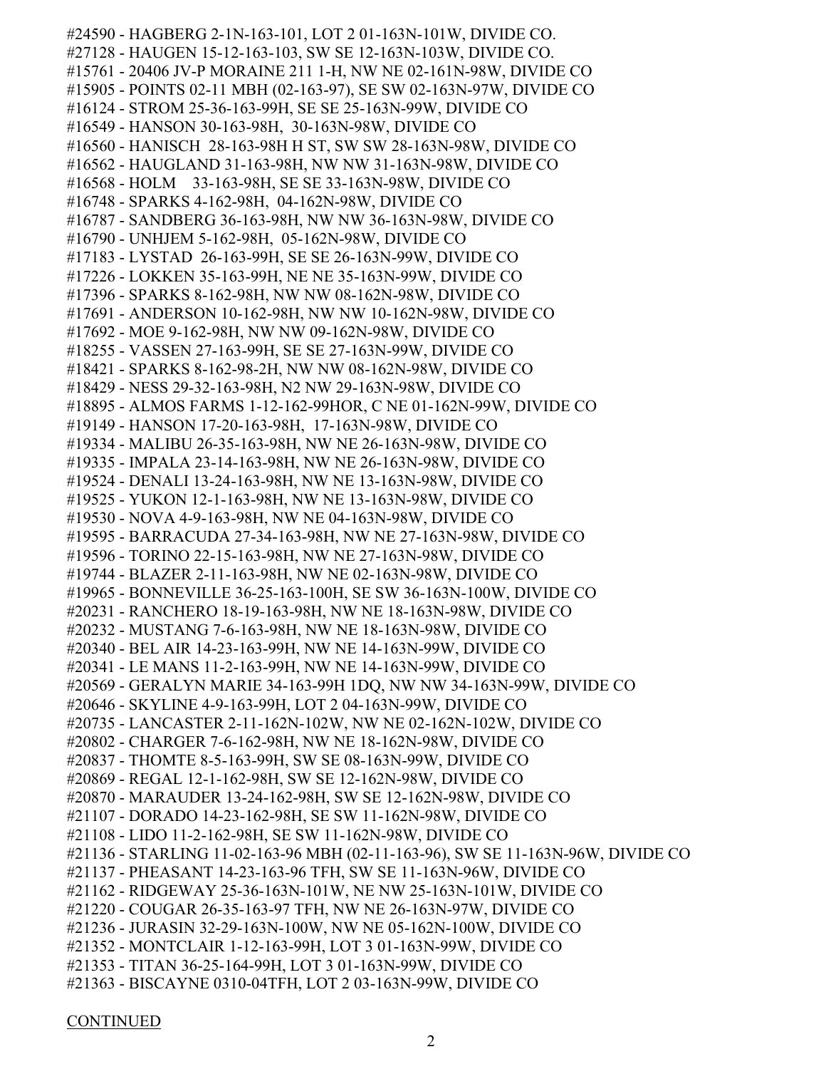#24590 - HAGBERG 2-1N-163-101, LOT 2 01-163N-101W, DIVIDE CO.
#27128 - HAUGEN 15-12-163-103, SW SE 12-163N-103W, DIVIDE CO.
#15761 - 20406 JV-P MORAINE 211 1-H, NW NE 02-161N-98W, DIVIDE CO
#15905 - POINTS 02-11 MBH (02-163-97), SE SW 02-163N-97W, DIVIDE CO
#16124 - STROM 25-36-163-99H, SE SE 25-163N-99W, DIVIDE CO
#16549 - HANSON 30-163-98H, 30-163N-98W, DIVIDE CO
#16560 - HANISCH 28-163-98H H ST, SW SW 28-163N-98W, DIVIDE CO
#16562 - HAUGLAND 31-163-98H, NW NW 31-163N-98W, DIVIDE CO
#16568 - HOLM 33-163-98H, SE SE 33-163N-98W, DIVIDE CO
#16748 - SPARKS 4-162-98H, 04-162N-98W, DIVIDE CO
#16787 - SANDBERG 36-163-98H, NW NW 36-163N-98W, DIVIDE CO
#16790 - UNHJEM 5-162-98H, 05-162N-98W, DIVIDE CO
#17183 - LYSTAD 26-163-99H, SE SE 26-163N-99W, DIVIDE CO
#17226 - LOKKEN 35-163-99H, NE NE 35-163N-99W, DIVIDE CO
#17396 - SPARKS 8-162-98H, NW NW 08-162N-98W, DIVIDE CO
#17691 - ANDERSON 10-162-98H, NW NW 10-162N-98W, DIVIDE CO
#17692 - MOE 9-162-98H, NW NW 09-162N-98W, DIVIDE CO
#18255 - VASSEN 27-163-99H, SE SE 27-163N-99W, DIVIDE CO
#18421 - SPARKS 8-162-98-2H, NW NW 08-162N-98W, DIVIDE CO
#18429 - NESS 29-32-163-98H, N2 NW 29-163N-98W, DIVIDE CO
#18895 - ALMOS FARMS 1-12-162-99HOR, C NE 01-162N-99W, DIVIDE CO
#19149 - HANSON 17-20-163-98H, 17-163N-98W, DIVIDE CO
#19334 - MALIBU 26-35-163-98H, NW NE 26-163N-98W, DIVIDE CO
#19335 - IMPALA 23-14-163-98H, NW NE 26-163N-98W, DIVIDE CO
#19524 - DENALI 13-24-163-98H, NW NE 13-163N-98W, DIVIDE CO
#19525 - YUKON 12-1-163-98H, NW NE 13-163N-98W, DIVIDE CO
#19530 - NOVA 4-9-163-98H, NW NE 04-163N-98W, DIVIDE CO
#19595 - BARRACUDA 27-34-163-98H, NW NE 27-163N-98W, DIVIDE CO
#19596 - TORINO 22-15-163-98H, NW NE 27-163N-98W, DIVIDE CO
#19744 - BLAZER 2-11-163-98H, NW NE 02-163N-98W, DIVIDE CO
#19965 - BONNEVILLE 36-25-163-100H, SE SW 36-163N-100W, DIVIDE CO
#20231 - RANCHERO 18-19-163-98H, NW NE 18-163N-98W, DIVIDE CO
#20232 - MUSTANG 7-6-163-98H, NW NE 18-163N-98W, DIVIDE CO
#20340 - BEL AIR 14-23-163-99H, NW NE 14-163N-99W, DIVIDE CO
#20341 - LE MANS 11-2-163-99H, NW NE 14-163N-99W, DIVIDE CO
#20569 - GERALYN MARIE 34-163-99H 1DQ, NW NW 34-163N-99W, DIVIDE CO
#20646 - SKYLINE 4-9-163-99H, LOT 2 04-163N-99W, DIVIDE CO
#20735 - LANCASTER 2-11-162N-102W, NW NE 02-162N-102W, DIVIDE CO
#20802 - CHARGER 7-6-162-98H, NW NE 18-162N-98W, DIVIDE CO
#20837 - THOMTE 8-5-163-99H, SW SE 08-163N-99W, DIVIDE CO
#20869 - REGAL 12-1-162-98H, SW SE 12-162N-98W, DIVIDE CO
#20870 - MARAUDER 13-24-162-98H, SW SE 12-162N-98W, DIVIDE CO
#21107 - DORADO 14-23-162-98H, SE SW 11-162N-98W, DIVIDE CO
#21108 - LIDO 11-2-162-98H, SE SW 11-162N-98W, DIVIDE CO
#21136 - STARLING 11-02-163-96 MBH (02-11-163-96), SW SE 11-163N-96W, DIVIDE CO
#21137 - PHEASANT 14-23-163-96 TFH, SW SE 11-163N-96W, DIVIDE CO
#21162 - RIDGEWAY 25-36-163N-101W, NE NW 25-163N-101W, DIVIDE CO
#21220 - COUGAR 26-35-163-97 TFH, NW NE 26-163N-97W, DIVIDE CO
#21236 - JURASIN 32-29-163N-100W, NW NE 05-162N-100W, DIVIDE CO
#21352 - MONTCLAIR 1-12-163-99H, LOT 3 01-163N-99W, DIVIDE CO
#21353 - TITAN 36-25-164-99H, LOT 3 01-163N-99W, DIVIDE CO
#21363 - BISCAYNE 0310-04TFH, LOT 2 03-163N-99W, DIVIDE CO

CONTINUED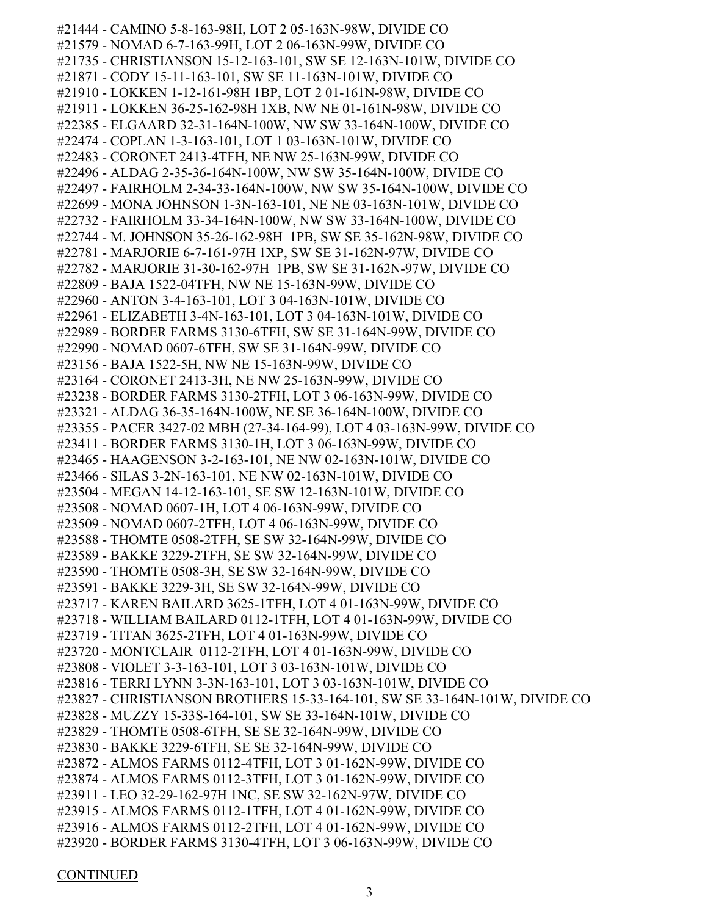#21444 - CAMINO 5-8-163-98H, LOT 2 05-163N-98W, DIVIDE CO
#21579 - NOMAD 6-7-163-99H, LOT 2 06-163N-99W, DIVIDE CO
#21735 - CHRISTIANSON 15-12-163-101, SW SE 12-163N-101W, DIVIDE CO
#21871 - CODY 15-11-163-101, SW SE 11-163N-101W, DIVIDE CO
#21910 - LOKKEN 1-12-161-98H 1BP, LOT 2 01-161N-98W, DIVIDE CO
#21911 - LOKKEN 36-25-162-98H 1XB, NW NE 01-161N-98W, DIVIDE CO
#22385 - ELGAARD 32-31-164N-100W, NW SW 33-164N-100W, DIVIDE CO
#22474 - COPLAN 1-3-163-101, LOT 1 03-163N-101W, DIVIDE CO
#22483 - CORONET 2413-4TFH, NE NW 25-163N-99W, DIVIDE CO
#22496 - ALDAG 2-35-36-164N-100W, NW SW 35-164N-100W, DIVIDE CO
#22497 - FAIRHOLM 2-34-33-164N-100W, NW SW 35-164N-100W, DIVIDE CO
#22699 - MONA JOHNSON 1-3N-163-101, NE NE 03-163N-101W, DIVIDE CO
#22732 - FAIRHOLM 33-34-164N-100W, NW SW 33-164N-100W, DIVIDE CO
#22744 - M. JOHNSON 35-26-162-98H 1PB, SW SE 35-162N-98W, DIVIDE CO
#22781 - MARJORIE 6-7-161-97H 1XP, SW SE 31-162N-97W, DIVIDE CO
#22782 - MARJORIE 31-30-162-97H 1PB, SW SE 31-162N-97W, DIVIDE CO
#22809 - BAJA 1522-04TFH, NW NE 15-163N-99W, DIVIDE CO
#22960 - ANTON 3-4-163-101, LOT 3 04-163N-101W, DIVIDE CO
#22961 - ELIZABETH 3-4N-163-101, LOT 3 04-163N-101W, DIVIDE CO
#22989 - BORDER FARMS 3130-6TFH, SW SE 31-164N-99W, DIVIDE CO
#22990 - NOMAD 0607-6TFH, SW SE 31-164N-99W, DIVIDE CO
#23156 - BAJA 1522-5H, NW NE 15-163N-99W, DIVIDE CO
#23164 - CORONET 2413-3H, NE NW 25-163N-99W, DIVIDE CO
#23238 - BORDER FARMS 3130-2TFH, LOT 3 06-163N-99W, DIVIDE CO
#23321 - ALDAG 36-35-164N-100W, NE SE 36-164N-100W, DIVIDE CO
#23355 - PACER 3427-02 MBH (27-34-164-99), LOT 4 03-163N-99W, DIVIDE CO
#23411 - BORDER FARMS 3130-1H, LOT 3 06-163N-99W, DIVIDE CO
#23465 - HAAGENSON 3-2-163-101, NE NW 02-163N-101W, DIVIDE CO
#23466 - SILAS 3-2N-163-101, NE NW 02-163N-101W, DIVIDE CO
#23504 - MEGAN 14-12-163-101, SE SW 12-163N-101W, DIVIDE CO
#23508 - NOMAD 0607-1H, LOT 4 06-163N-99W, DIVIDE CO
#23509 - NOMAD 0607-2TFH, LOT 4 06-163N-99W, DIVIDE CO
#23588 - THOMTE 0508-2TFH, SE SW 32-164N-99W, DIVIDE CO
#23589 - BAKKE 3229-2TFH, SE SW 32-164N-99W, DIVIDE CO
#23590 - THOMTE 0508-3H, SE SW 32-164N-99W, DIVIDE CO
#23591 - BAKKE 3229-3H, SE SW 32-164N-99W, DIVIDE CO
#23717 - KAREN BAILARD 3625-1TFH, LOT 4 01-163N-99W, DIVIDE CO
#23718 - WILLIAM BAILARD 0112-1TFH, LOT 4 01-163N-99W, DIVIDE CO
#23719 - TITAN 3625-2TFH, LOT 4 01-163N-99W, DIVIDE CO
#23720 - MONTCLAIR 0112-2TFH, LOT 4 01-163N-99W, DIVIDE CO
#23808 - VIOLET 3-3-163-101, LOT 3 03-163N-101W, DIVIDE CO
#23816 - TERRI LYNN 3-3N-163-101, LOT 3 03-163N-101W, DIVIDE CO
#23827 - CHRISTIANSON BROTHERS 15-33-164-101, SW SE 33-164N-101W, DIVIDE CO
#23828 - MUZZY 15-33S-164-101, SW SE 33-164N-101W, DIVIDE CO
#23829 - THOMTE 0508-6TFH, SE SE 32-164N-99W, DIVIDE CO
#23830 - BAKKE 3229-6TFH, SE SE 32-164N-99W, DIVIDE CO
#23872 - ALMOS FARMS 0112-4TFH, LOT 3 01-162N-99W, DIVIDE CO
#23874 - ALMOS FARMS 0112-3TFH, LOT 3 01-162N-99W, DIVIDE CO
#23911 - LEO 32-29-162-97H 1NC, SE SW 32-162N-97W, DIVIDE CO
#23915 - ALMOS FARMS 0112-1TFH, LOT 4 01-162N-99W, DIVIDE CO
#23916 - ALMOS FARMS 0112-2TFH, LOT 4 01-162N-99W, DIVIDE CO
#23920 - BORDER FARMS 3130-4TFH, LOT 3 06-163N-99W, DIVIDE CO

CONTINUED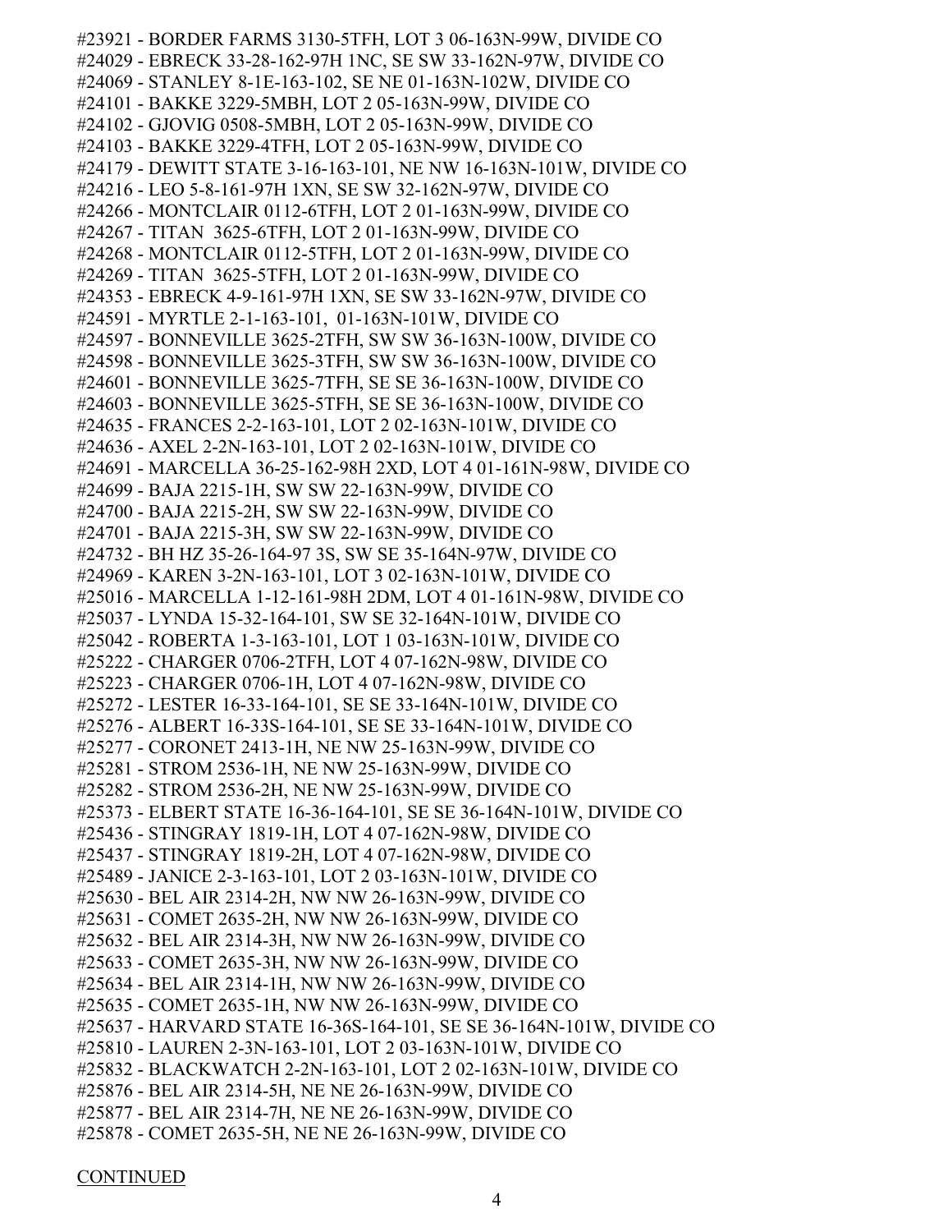#23921 - BORDER FARMS 3130-5TFH, LOT 3 06-163N-99W, DIVIDE CO
#24029 - EBRECK 33-28-162-97H 1NC, SE SW 33-162N-97W, DIVIDE CO
#24069 - STANLEY 8-1E-163-102, SE NE 01-163N-102W, DIVIDE CO
#24101 - BAKKE 3229-5MBH, LOT 2 05-163N-99W, DIVIDE CO
#24102 - GJOVIG 0508-5MBH, LOT 2 05-163N-99W, DIVIDE CO
#24103 - BAKKE 3229-4TFH, LOT 2 05-163N-99W, DIVIDE CO
#24179 - DEWITT STATE 3-16-163-101, NE NW 16-163N-101W, DIVIDE CO
#24216 - LEO 5-8-161-97H 1XN, SE SW 32-162N-97W, DIVIDE CO
#24266 - MONTCLAIR 0112-6TFH, LOT 2 01-163N-99W, DIVIDE CO
#24267 - TITAN 3625-6TFH, LOT 2 01-163N-99W, DIVIDE CO
#24268 - MONTCLAIR 0112-5TFH, LOT 2 01-163N-99W, DIVIDE CO
#24269 - TITAN 3625-5TFH, LOT 2 01-163N-99W, DIVIDE CO
#24353 - EBRECK 4-9-161-97H 1XN, SE SW 33-162N-97W, DIVIDE CO
#24591 - MYRTLE 2-1-163-101, 01-163N-101W, DIVIDE CO
#24597 - BONNEVILLE 3625-2TFH, SW SW 36-163N-100W, DIVIDE CO
#24598 - BONNEVILLE 3625-3TFH, SW SW 36-163N-100W, DIVIDE CO
#24601 - BONNEVILLE 3625-7TFH, SE SE 36-163N-100W, DIVIDE CO
#24603 - BONNEVILLE 3625-5TFH, SE SE 36-163N-100W, DIVIDE CO
#24635 - FRANCES 2-2-163-101, LOT 2 02-163N-101W, DIVIDE CO
#24636 - AXEL 2-2N-163-101, LOT 2 02-163N-101W, DIVIDE CO
#24691 - MARCELLA 36-25-162-98H 2XD, LOT 4 01-161N-98W, DIVIDE CO
#24699 - BAJA 2215-1H, SW SW 22-163N-99W, DIVIDE CO
#24700 - BAJA 2215-2H, SW SW 22-163N-99W, DIVIDE CO
#24701 - BAJA 2215-3H, SW SW 22-163N-99W, DIVIDE CO
#24732 - BH HZ 35-26-164-97 3S, SW SE 35-164N-97W, DIVIDE CO
#24969 - KAREN 3-2N-163-101, LOT 3 02-163N-101W, DIVIDE CO
#25016 - MARCELLA 1-12-161-98H 2DM, LOT 4 01-161N-98W, DIVIDE CO
#25037 - LYNDA 15-32-164-101, SW SE 32-164N-101W, DIVIDE CO
#25042 - ROBERTA 1-3-163-101, LOT 1 03-163N-101W, DIVIDE CO
#25222 - CHARGER 0706-2TFH, LOT 4 07-162N-98W, DIVIDE CO
#25223 - CHARGER 0706-1H, LOT 4 07-162N-98W, DIVIDE CO
#25272 - LESTER 16-33-164-101, SE SE 33-164N-101W, DIVIDE CO
#25276 - ALBERT 16-33S-164-101, SE SE 33-164N-101W, DIVIDE CO
#25277 - CORONET 2413-1H, NE NW 25-163N-99W, DIVIDE CO
#25281 - STROM 2536-1H, NE NW 25-163N-99W, DIVIDE CO
#25282 - STROM 2536-2H, NE NW 25-163N-99W, DIVIDE CO
#25373 - ELBERT STATE 16-36-164-101, SE SE 36-164N-101W, DIVIDE CO
#25436 - STINGRAY 1819-1H, LOT 4 07-162N-98W, DIVIDE CO
#25437 - STINGRAY 1819-2H, LOT 4 07-162N-98W, DIVIDE CO
#25489 - JANICE 2-3-163-101, LOT 2 03-163N-101W, DIVIDE CO
#25630 - BEL AIR 2314-2H, NW NW 26-163N-99W, DIVIDE CO
#25631 - COMET 2635-2H, NW NW 26-163N-99W, DIVIDE CO
#25632 - BEL AIR 2314-3H, NW NW 26-163N-99W, DIVIDE CO
#25633 - COMET 2635-3H, NW NW 26-163N-99W, DIVIDE CO
#25634 - BEL AIR 2314-1H, NW NW 26-163N-99W, DIVIDE CO
#25635 - COMET 2635-1H, NW NW 26-163N-99W, DIVIDE CO
#25637 - HARVARD STATE 16-36S-164-101, SE SE 36-164N-101W, DIVIDE CO
#25810 - LAUREN 2-3N-163-101, LOT 2 03-163N-101W, DIVIDE CO
#25832 - BLACKWATCH 2-2N-163-101, LOT 2 02-163N-101W, DIVIDE CO
#25876 - BEL AIR 2314-5H, NE NE 26-163N-99W, DIVIDE CO
#25877 - BEL AIR 2314-7H, NE NE 26-163N-99W, DIVIDE CO
#25878 - COMET 2635-5H, NE NE 26-163N-99W, DIVIDE CO

CONTINUED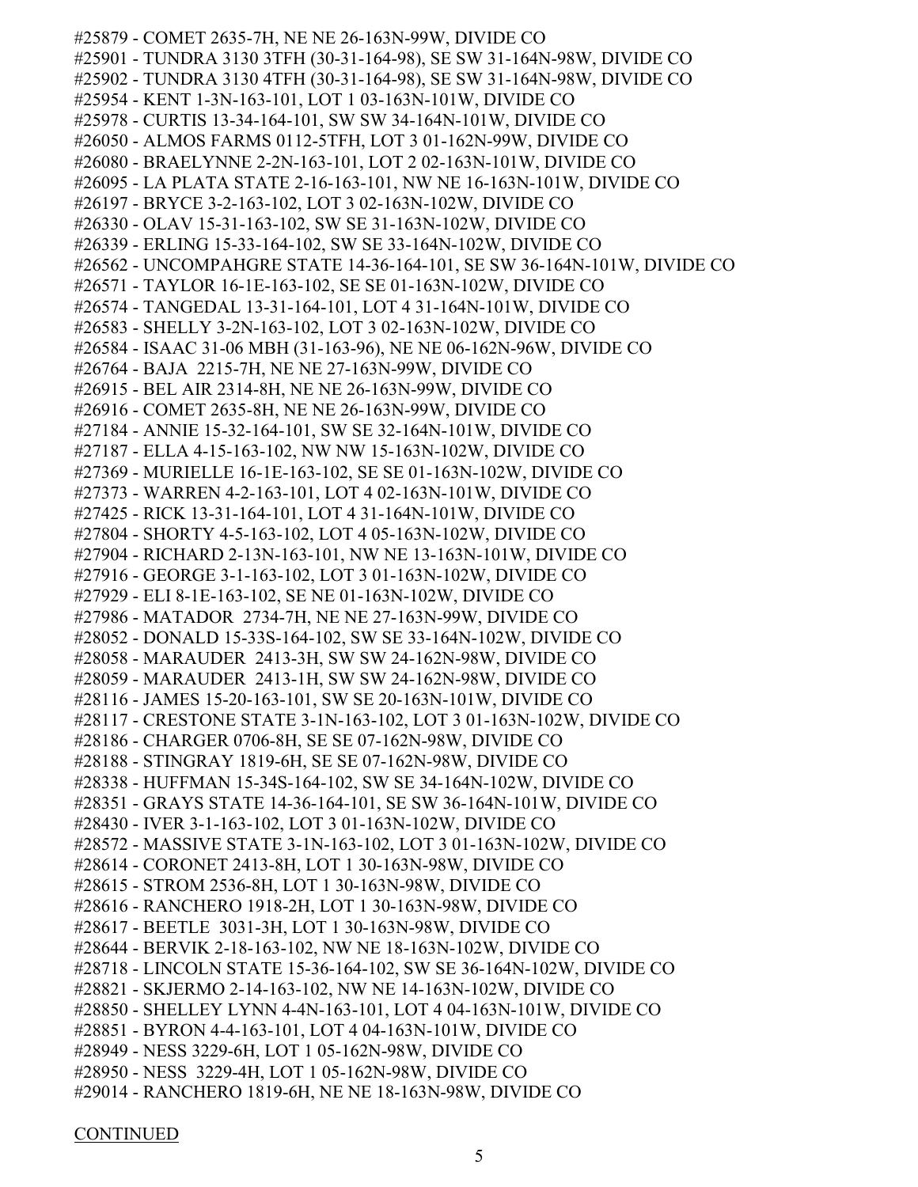#25879 - COMET 2635-7H, NE NE 26-163N-99W, DIVIDE CO
#25901 - TUNDRA 3130 3TFH (30-31-164-98), SE SW 31-164N-98W, DIVIDE CO
#25902 - TUNDRA 3130 4TFH (30-31-164-98), SE SW 31-164N-98W, DIVIDE CO
#25954 - KENT 1-3N-163-101, LOT 1 03-163N-101W, DIVIDE CO
#25978 - CURTIS 13-34-164-101, SW SW 34-164N-101W, DIVIDE CO
#26050 - ALMOS FARMS 0112-5TFH, LOT 3 01-162N-99W, DIVIDE CO
#26080 - BRAELYNNE 2-2N-163-101, LOT 2 02-163N-101W, DIVIDE CO
#26095 - LA PLATA STATE 2-16-163-101, NW NE 16-163N-101W, DIVIDE CO
#26197 - BRYCE 3-2-163-102, LOT 3 02-163N-102W, DIVIDE CO
#26330 - OLAV 15-31-163-102, SW SE 31-163N-102W, DIVIDE CO
#26339 - ERLING 15-33-164-102, SW SE 33-164N-102W, DIVIDE CO
#26562 - UNCOMPAHGRE STATE 14-36-164-101, SE SW 36-164N-101W, DIVIDE CO
#26571 - TAYLOR 16-1E-163-102, SE SE 01-163N-102W, DIVIDE CO
#26574 - TANGEDAL 13-31-164-101, LOT 4 31-164N-101W, DIVIDE CO
#26583 - SHELLY 3-2N-163-102, LOT 3 02-163N-102W, DIVIDE CO
#26584 - ISAAC 31-06 MBH (31-163-96), NE NE 06-162N-96W, DIVIDE CO
#26764 - BAJA 2215-7H, NE NE 27-163N-99W, DIVIDE CO
#26915 - BEL AIR 2314-8H, NE NE 26-163N-99W, DIVIDE CO
#26916 - COMET 2635-8H, NE NE 26-163N-99W, DIVIDE CO
#27184 - ANNIE 15-32-164-101, SW SE 32-164N-101W, DIVIDE CO
#27187 - ELLA 4-15-163-102, NW NW 15-163N-102W, DIVIDE CO
#27369 - MURIELLE 16-1E-163-102, SE SE 01-163N-102W, DIVIDE CO
#27373 - WARREN 4-2-163-101, LOT 4 02-163N-101W, DIVIDE CO
#27425 - RICK 13-31-164-101, LOT 4 31-164N-101W, DIVIDE CO
#27804 - SHORTY 4-5-163-102, LOT 4 05-163N-102W, DIVIDE CO
#27904 - RICHARD 2-13N-163-101, NW NE 13-163N-101W, DIVIDE CO
#27916 - GEORGE 3-1-163-102, LOT 3 01-163N-102W, DIVIDE CO
#27929 - ELI 8-1E-163-102, SE NE 01-163N-102W, DIVIDE CO
#27986 - MATADOR 2734-7H, NE NE 27-163N-99W, DIVIDE CO
#28052 - DONALD 15-33S-164-102, SW SE 33-164N-102W, DIVIDE CO
#28058 - MARAUDER 2413-3H, SW SW 24-162N-98W, DIVIDE CO
#28059 - MARAUDER 2413-1H, SW SW 24-162N-98W, DIVIDE CO
#28116 - JAMES 15-20-163-101, SW SE 20-163N-101W, DIVIDE CO
#28117 - CRESTONE STATE 3-1N-163-102, LOT 3 01-163N-102W, DIVIDE CO
#28186 - CHARGER 0706-8H, SE SE 07-162N-98W, DIVIDE CO
#28188 - STINGRAY 1819-6H, SE SE 07-162N-98W, DIVIDE CO
#28338 - HUFFMAN 15-34S-164-102, SW SE 34-164N-102W, DIVIDE CO
#28351 - GRAYS STATE 14-36-164-101, SE SW 36-164N-101W, DIVIDE CO
#28430 - IVER 3-1-163-102, LOT 3 01-163N-102W, DIVIDE CO
#28572 - MASSIVE STATE 3-1N-163-102, LOT 3 01-163N-102W, DIVIDE CO
#28614 - CORONET 2413-8H, LOT 1 30-163N-98W, DIVIDE CO
#28615 - STROM 2536-8H, LOT 1 30-163N-98W, DIVIDE CO
#28616 - RANCHERO 1918-2H, LOT 1 30-163N-98W, DIVIDE CO
#28617 - BEETLE 3031-3H, LOT 1 30-163N-98W, DIVIDE CO
#28644 - BERVIK 2-18-163-102, NW NE 18-163N-102W, DIVIDE CO
#28718 - LINCOLN STATE 15-36-164-102, SW SE 36-164N-102W, DIVIDE CO
#28821 - SKJERMO 2-14-163-102, NW NE 14-163N-102W, DIVIDE CO
#28850 - SHELLEY LYNN 4-4N-163-101, LOT 4 04-163N-101W, DIVIDE CO
#28851 - BYRON 4-4-163-101, LOT 4 04-163N-101W, DIVIDE CO
#28949 - NESS 3229-6H, LOT 1 05-162N-98W, DIVIDE CO
#28950 - NESS 3229-4H, LOT 1 05-162N-98W, DIVIDE CO
#29014 - RANCHERO 1819-6H, NE NE 18-163N-98W, DIVIDE CO

CONTINUED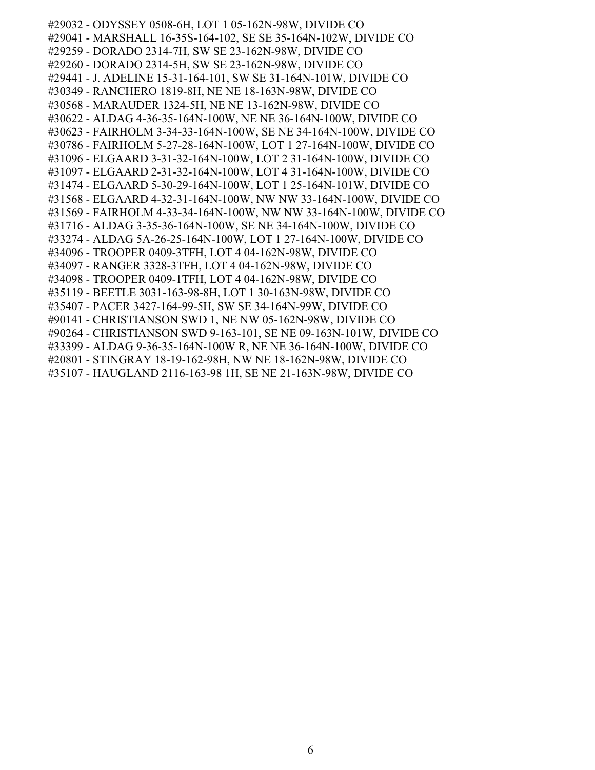#29032 - ODYSSEY 0508-6H, LOT 1 05-162N-98W, DIVIDE CO
#29041 - MARSHALL 16-35S-164-102, SE SE 35-164N-102W, DIVIDE CO
#29259 - DORADO 2314-7H, SW SE 23-162N-98W, DIVIDE CO
#29260 - DORADO 2314-5H, SW SE 23-162N-98W, DIVIDE CO
#29441 - J. ADELINE 15-31-164-101, SW SE 31-164N-101W, DIVIDE CO
#30349 - RANCHERO 1819-8H, NE NE 18-163N-98W, DIVIDE CO
#30568 - MARAUDER 1324-5H, NE NE 13-162N-98W, DIVIDE CO
#30622 - ALDAG 4-36-35-164N-100W, NE NE 36-164N-100W, DIVIDE CO
#30623 - FAIRHOLM 3-34-33-164N-100W, SE NE 34-164N-100W, DIVIDE CO
#30786 - FAIRHOLM 5-27-28-164N-100W, LOT 1 27-164N-100W, DIVIDE CO
#31096 - ELGAARD 3-31-32-164N-100W, LOT 2 31-164N-100W, DIVIDE CO
#31097 - ELGAARD 2-31-32-164N-100W, LOT 4 31-164N-100W, DIVIDE CO
#31474 - ELGAARD 5-30-29-164N-100W, LOT 1 25-164N-101W, DIVIDE CO
#31568 - ELGAARD 4-32-31-164N-100W, NW NW 33-164N-100W, DIVIDE CO
#31569 - FAIRHOLM 4-33-34-164N-100W, NW NW 33-164N-100W, DIVIDE CO
#31716 - ALDAG 3-35-36-164N-100W, SE NE 34-164N-100W, DIVIDE CO
#33274 - ALDAG 5A-26-25-164N-100W, LOT 1 27-164N-100W, DIVIDE CO
#34096 - TROOPER 0409-3TFH, LOT 4 04-162N-98W, DIVIDE CO
#34097 - RANGER 3328-3TFH, LOT 4 04-162N-98W, DIVIDE CO
#34098 - TROOPER 0409-1TFH, LOT 4 04-162N-98W, DIVIDE CO
#35119 - BEETLE 3031-163-98-8H, LOT 1 30-163N-98W, DIVIDE CO
#35407 - PACER 3427-164-99-5H, SW SE 34-164N-99W, DIVIDE CO
#90141 - CHRISTIANSON SWD 1, NE NW 05-162N-98W, DIVIDE CO
#90264 - CHRISTIANSON SWD 9-163-101, SE NE 09-163N-101W, DIVIDE CO
#33399 - ALDAG 9-36-35-164N-100W R, NE NE 36-164N-100W, DIVIDE CO
#20801 - STINGRAY 18-19-162-98H, NW NE 18-162N-98W, DIVIDE CO
#35107 - HAUGLAND 2116-163-98 1H, SE NE 21-163N-98W, DIVIDE CO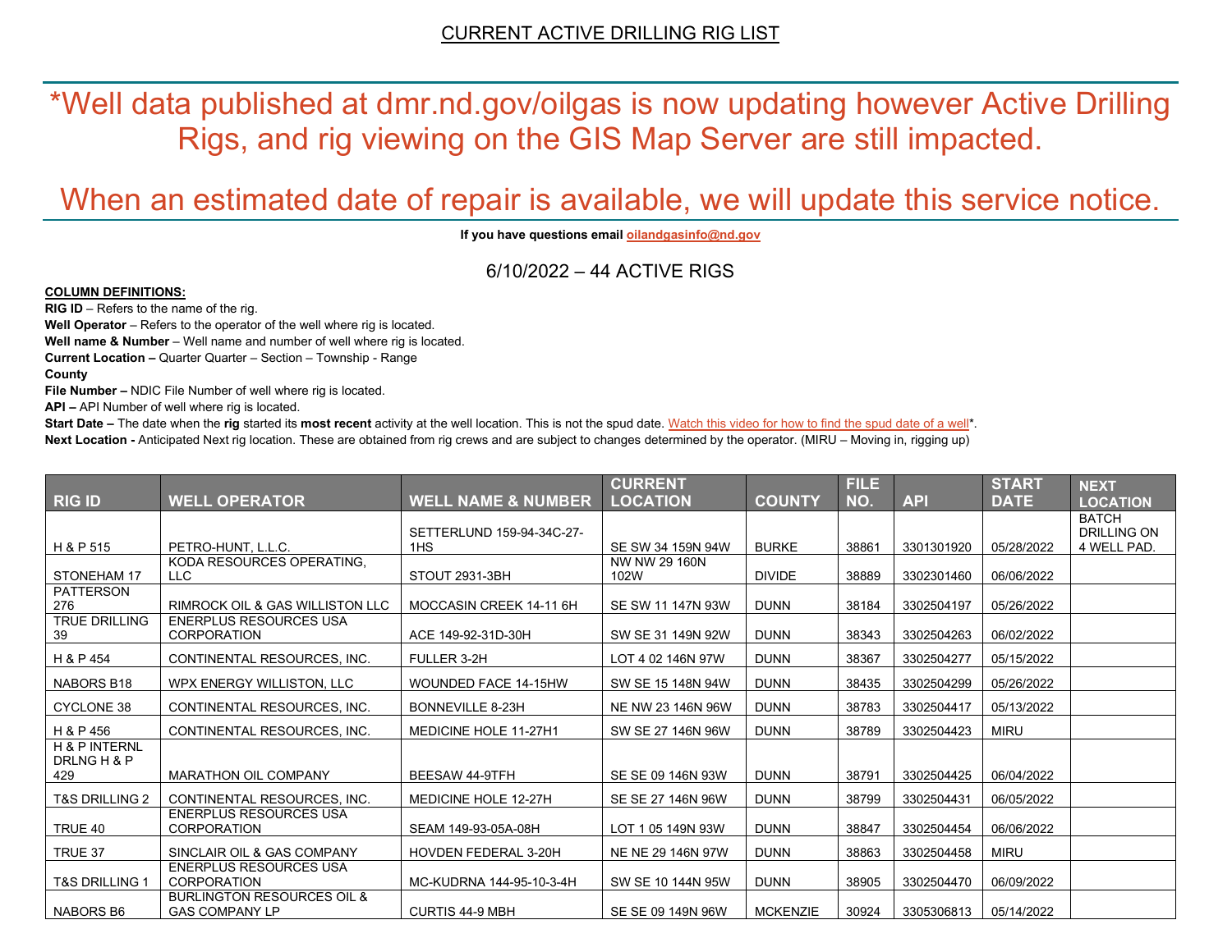# CURRENT ACTIVE DRILLING RIG LIST

*Well data published at dmr.nd.gov/oilgas is now updating however Active Drilling Rigs, and rig viewing on the GIS Map Server are still impacted.

When an estimated date of repair is available, we will update this service notice.

**If you have questions email oilandgasinfo@nd.gov**

6/10/2022 – 44 ACTIVE RIGS

**COLUMN DEFINITIONS:**

**RIG ID** – Refers to the name of the rig.

**Well Operator** – Refers to the operator of the well where rig is located.

**Well name & Number** – Well name and number of well where rig is located.

**Current Location –** Quarter Quarter – Section – Township - Range

**County**

**File Number –** NDIC File Number of well where rig is located.

**API –** API Number of well where rig is located.

**Start Date –** The date when the **rig** started its **most recent** activity at the well location. This is not the spud date. Watch this video for how to find the spud date of a well*.

**Next Location -** Anticipated Next rig location. These are obtained from rig crews and are subject to changes determined by the operator. (MIRU – Moving in, rigging up)

| RIG ID | WELL OPERATOR | WELL NAME & NUMBER | CURRENT LOCATION | COUNTY | FILE NO. | API | START DATE | NEXT LOCATION |
|---|---|---|---|---|---|---|---|---|
| H & P 515 | PETRO-HUNT, L.L.C. | SETTERLUND 159-94-34C-27-1HS | SE SW 34 159N 94W | BURKE | 38861 | 3301301920 | 05/28/2022 | BATCH DRILLING ON 4 WELL PAD. |
| STONEHAM 17 | KODA RESOURCES OPERATING, LLC | STOUT 2931-3BH | NW NW 29 160N 102W | DIVIDE | 38889 | 3302301460 | 06/06/2022 | |
| PATTERSON 276 | RIMROCK OIL & GAS WILLISTON LLC | MOCCASIN CREEK 14-11 6H | SE SW 11 147N 93W | DUNN | 38184 | 3302504197 | 05/26/2022 | |
| TRUE DRILLING 39 | ENERPLUS RESOURCES USA CORPORATION | ACE 149-92-31D-30H | SW SE 31 149N 92W | DUNN | 38343 | 3302504263 | 06/02/2022 | |
| H & P 454 | CONTINENTAL RESOURCES, INC. | FULLER 3-2H | LOT 4 02 146N 97W | DUNN | 38367 | 3302504277 | 05/15/2022 | |
| NABORS B18 | WPX ENERGY WILLISTON, LLC | WOUNDED FACE 14-15HW | SW SE 15 148N 94W | DUNN | 38435 | 3302504299 | 05/26/2022 | |
| CYCLONE 38 | CONTINENTAL RESOURCES, INC. | BONNEVILLE 8-23H | NE NW 23 146N 96W | DUNN | 38783 | 3302504417 | 05/13/2022 | |
| H & P 456 | CONTINENTAL RESOURCES, INC. | MEDICINE HOLE 11-27H1 | SW SE 27 146N 96W | DUNN | 38789 | 3302504423 | MIRU | |
| H & P INTERNL DRLNG H & P 429 | MARATHON OIL COMPANY | BEESAW 44-9TFH | SE SE 09 146N 93W | DUNN | 38791 | 3302504425 | 06/04/2022 | |
| T&S DRILLING 2 | CONTINENTAL RESOURCES, INC. | MEDICINE HOLE 12-27H | SE SE 27 146N 96W | DUNN | 38799 | 3302504431 | 06/05/2022 | |
| TRUE 40 | ENERPLUS RESOURCES USA CORPORATION | SEAM 149-93-05A-08H | LOT 1 05 149N 93W | DUNN | 38847 | 3302504454 | 06/06/2022 | |
| TRUE 37 | SINCLAIR OIL & GAS COMPANY | HOVDEN FEDERAL 3-20H | NE NE 29 146N 97W | DUNN | 38863 | 3302504458 | MIRU | |
| T&S DRILLING 1 | ENERPLUS RESOURCES USA CORPORATION | MC-KUDRNA 144-95-10-3-4H | SW SE 10 144N 95W | DUNN | 38905 | 3302504470 | 06/09/2022 | |
| NABORS B6 | BURLINGTON RESOURCES OIL & GAS COMPANY LP | CURTIS 44-9 MBH | SE SE 09 149N 96W | MCKENZIE | 30924 | 3305306813 | 05/14/2022 | |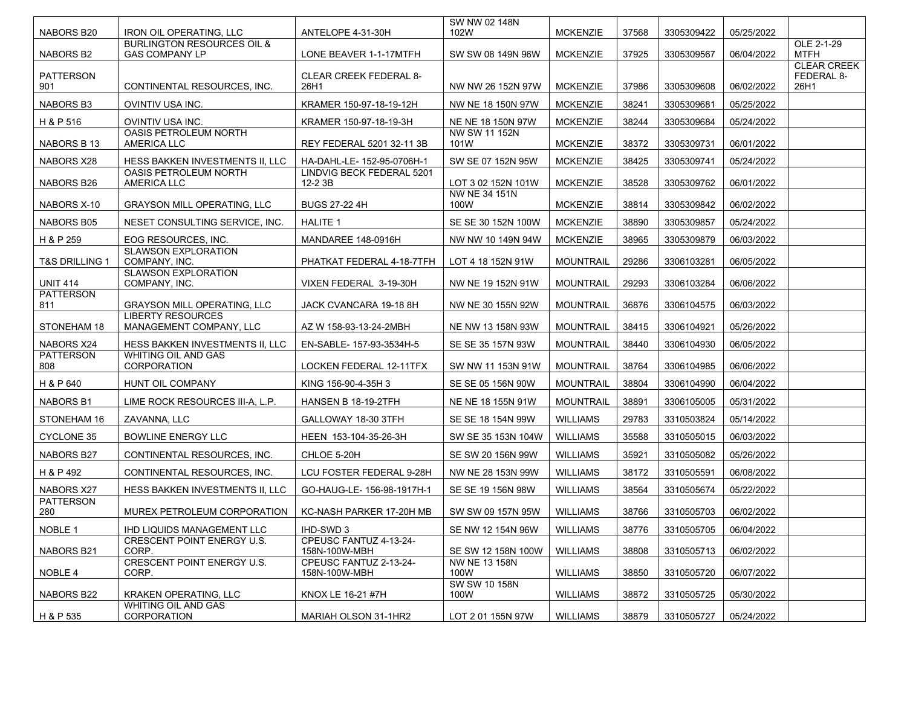| | | | | | | | | |
|---|---|---|---|---|---|---|---|---|
| NABORS B20 | IRON OIL OPERATING, LLC | ANTELOPE 4-31-30H | SW NW 02 148N 102W | MCKENZIE | 37568 | 3305309422 | 05/25/2022 | |
| NABORS B2 | BURLINGTON RESOURCES OIL & GAS COMPANY LP | LONE BEAVER 1-1-17MTFH | SW SW 08 149N 96W | MCKENZIE | 37925 | 3305309567 | 06/04/2022 | OLE 2-1-29 MTFH |
| PATTERSON 901 | CONTINENTAL RESOURCES, INC. | CLEAR CREEK FEDERAL 8-26H1 | NW NW 26 152N 97W | MCKENZIE | 37986 | 3305309608 | 06/02/2022 | CLEAR CREEK FEDERAL 8-26H1 |
| NABORS B3 | OVINTIV USA INC. | KRAMER 150-97-18-19-12H | NW NE 18 150N 97W | MCKENZIE | 38241 | 3305309681 | 05/25/2022 | |
| H & P 516 | OVINTIV USA INC. | KRAMER 150-97-18-19-3H | NE NE 18 150N 97W | MCKENZIE | 38244 | 3305309684 | 05/24/2022 | |
| NABORS B 13 | OASIS PETROLEUM NORTH AMERICA LLC | REY FEDERAL 5201 32-11 3B | NW SW 11 152N 101W | MCKENZIE | 38372 | 3305309731 | 06/01/2022 | |
| NABORS X28 | HESS BAKKEN INVESTMENTS II, LLC | HA-DAHL-LE- 152-95-0706H-1 | SW SE 07 152N 95W | MCKENZIE | 38425 | 3305309741 | 05/24/2022 | |
| NABORS B26 | OASIS PETROLEUM NORTH AMERICA LLC | LINDVIG BECK FEDERAL 5201 12-2 3B | LOT 3 02 152N 101W | MCKENZIE | 38528 | 3305309762 | 06/01/2022 | |
| NABORS X-10 | GRAYSON MILL OPERATING, LLC | BUGS 27-22 4H | NW NE 34 151N 100W | MCKENZIE | 38814 | 3305309842 | 06/02/2022 | |
| NABORS B05 | NESET CONSULTING SERVICE, INC. | HALITE 1 | SE SE 30 152N 100W | MCKENZIE | 38890 | 3305309857 | 05/24/2022 | |
| H & P 259 | EOG RESOURCES, INC. | MANDAREE 148-0916H | NW NW 10 149N 94W | MCKENZIE | 38965 | 3305309879 | 06/03/2022 | |
| T&S DRILLING 1 | SLAWSON EXPLORATION COMPANY, INC. | PHATKAT FEDERAL 4-18-7TFH | LOT 4 18 152N 91W | MOUNTRAIL | 29286 | 3306103281 | 06/05/2022 | |
| UNIT 414 | SLAWSON EXPLORATION COMPANY, INC. | VIXEN FEDERAL 3-19-30H | NW NE 19 152N 91W | MOUNTRAIL | 29293 | 3306103284 | 06/06/2022 | |
| PATTERSON 811 | GRAYSON MILL OPERATING, LLC | JACK CVANCARA 19-18 8H | NW NE 30 155N 92W | MOUNTRAIL | 36876 | 3306104575 | 06/03/2022 | |
| STONEHAM 18 | LIBERTY RESOURCES MANAGEMENT COMPANY, LLC | AZ W 158-93-13-24-2MBH | NE NW 13 158N 93W | MOUNTRAIL | 38415 | 3306104921 | 05/26/2022 | |
| NABORS X24 | HESS BAKKEN INVESTMENTS II, LLC | EN-SABLE- 157-93-3534H-5 | SE SE 35 157N 93W | MOUNTRAIL | 38440 | 3306104930 | 06/05/2022 | |
| PATTERSON 808 | WHITING OIL AND GAS CORPORATION | LOCKEN FEDERAL 12-11TFX | SW NW 11 153N 91W | MOUNTRAIL | 38764 | 3306104985 | 06/06/2022 | |
| H & P 640 | HUNT OIL COMPANY | KING 156-90-4-35H 3 | SE SE 05 156N 90W | MOUNTRAIL | 38804 | 3306104990 | 06/04/2022 | |
| NABORS B1 | LIME ROCK RESOURCES III-A, L.P. | HANSEN B 18-19-2TFH | NE NE 18 155N 91W | MOUNTRAIL | 38891 | 3306105005 | 05/31/2022 | |
| STONEHAM 16 | ZAVANNA, LLC | GALLOWAY 18-30 3TFH | SE SE 18 154N 99W | WILLIAMS | 29783 | 3310503824 | 05/14/2022 | |
| CYCLONE 35 | BOWLINE ENERGY LLC | HEEN 153-104-35-26-3H | SW SE 35 153N 104W | WILLIAMS | 35588 | 3310505015 | 06/03/2022 | |
| NABORS B27 | CONTINENTAL RESOURCES, INC. | CHLOE 5-20H | SE SW 20 156N 99W | WILLIAMS | 35921 | 3310505082 | 05/26/2022 | |
| H & P 492 | CONTINENTAL RESOURCES, INC. | LCU FOSTER FEDERAL 9-28H | NW NE 28 153N 99W | WILLIAMS | 38172 | 3310505591 | 06/08/2022 | |
| NABORS X27 | HESS BAKKEN INVESTMENTS II, LLC | GO-HAUG-LE- 156-98-1917H-1 | SE SE 19 156N 98W | WILLIAMS | 38564 | 3310505674 | 05/22/2022 | |
| PATTERSON 280 | MUREX PETROLEUM CORPORATION | KC-NASH PARKER 17-20H MB | SW SW 09 157N 95W | WILLIAMS | 38766 | 3310505703 | 06/02/2022 | |
| NOBLE 1 | IHD LIQUIDS MANAGEMENT LLC | IHD-SWD 3 | SE NW 12 154N 96W | WILLIAMS | 38776 | 3310505705 | 06/04/2022 | |
| NABORS B21 | CRESCENT POINT ENERGY U.S. CORP. | CPEUSC FANTUZ 4-13-24-158N-100W-MBH | SE SW 12 158N 100W | WILLIAMS | 38808 | 3310505713 | 06/02/2022 | |
| NOBLE 4 | CRESCENT POINT ENERGY U.S. CORP. | CPEUSC FANTUZ 2-13-24-158N-100W-MBH | NW NE 13 158N 100W | WILLIAMS | 38850 | 3310505720 | 06/07/2022 | |
| NABORS B22 | KRAKEN OPERATING, LLC | KNOX LE 16-21 #7H | SW SW 10 158N 100W | WILLIAMS | 38872 | 3310505725 | 05/30/2022 | |
| H & P 535 | WHITING OIL AND GAS CORPORATION | MARIAH OLSON 31-1HR2 | LOT 2 01 155N 97W | WILLIAMS | 38879 | 3310505727 | 05/24/2022 | |